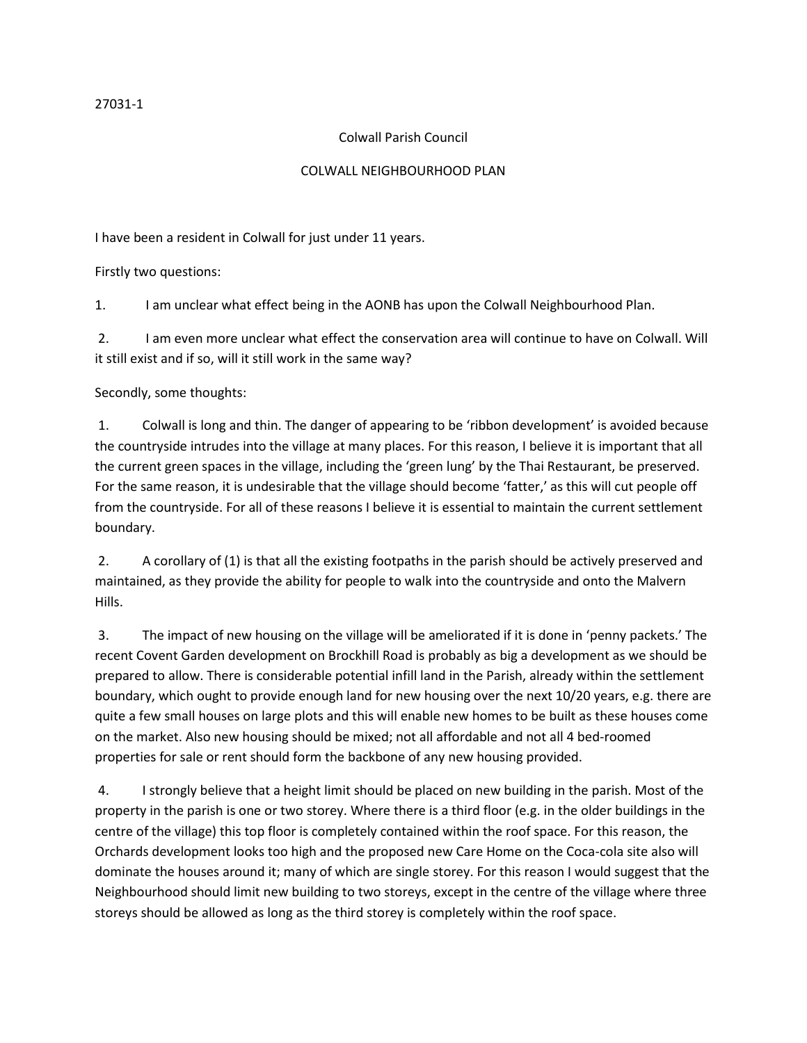27031-1

Colwall Parish Council

COLWALL NEIGHBOURHOOD PLAN

I have been a resident in Colwall for just under 11 years.

Firstly two questions:

1. I am unclear what effect being in the AONB has upon the Colwall Neighbourhood Plan.

2. I am even more unclear what effect the conservation area will continue to have on Colwall. Will it still exist and if so, will it still work in the same way?

Secondly, some thoughts:

1. Colwall is long and thin. The danger of appearing to be 'ribbon development' is avoided because the countryside intrudes into the village at many places. For this reason, I believe it is important that all the current green spaces in the village, including the 'green lung' by the Thai Restaurant, be preserved. For the same reason, it is undesirable that the village should become 'fatter,' as this will cut people off from the countryside. For all of these reasons I believe it is essential to maintain the current settlement boundary.

2. A corollary of (1) is that all the existing footpaths in the parish should be actively preserved and maintained, as they provide the ability for people to walk into the countryside and onto the Malvern Hills.

3. The impact of new housing on the village will be ameliorated if it is done in 'penny packets.' The recent Covent Garden development on Brockhill Road is probably as big a development as we should be prepared to allow. There is considerable potential infill land in the Parish, already within the settlement boundary, which ought to provide enough land for new housing over the next 10/20 years, e.g. there are quite a few small houses on large plots and this will enable new homes to be built as these houses come on the market. Also new housing should be mixed; not all affordable and not all 4 bed-roomed properties for sale or rent should form the backbone of any new housing provided.

4. I strongly believe that a height limit should be placed on new building in the parish. Most of the property in the parish is one or two storey. Where there is a third floor (e.g. in the older buildings in the centre of the village) this top floor is completely contained within the roof space. For this reason, the Orchards development looks too high and the proposed new Care Home on the Coca-cola site also will dominate the houses around it; many of which are single storey. For this reason I would suggest that the Neighbourhood should limit new building to two storeys, except in the centre of the village where three storeys should be allowed as long as the third storey is completely within the roof space.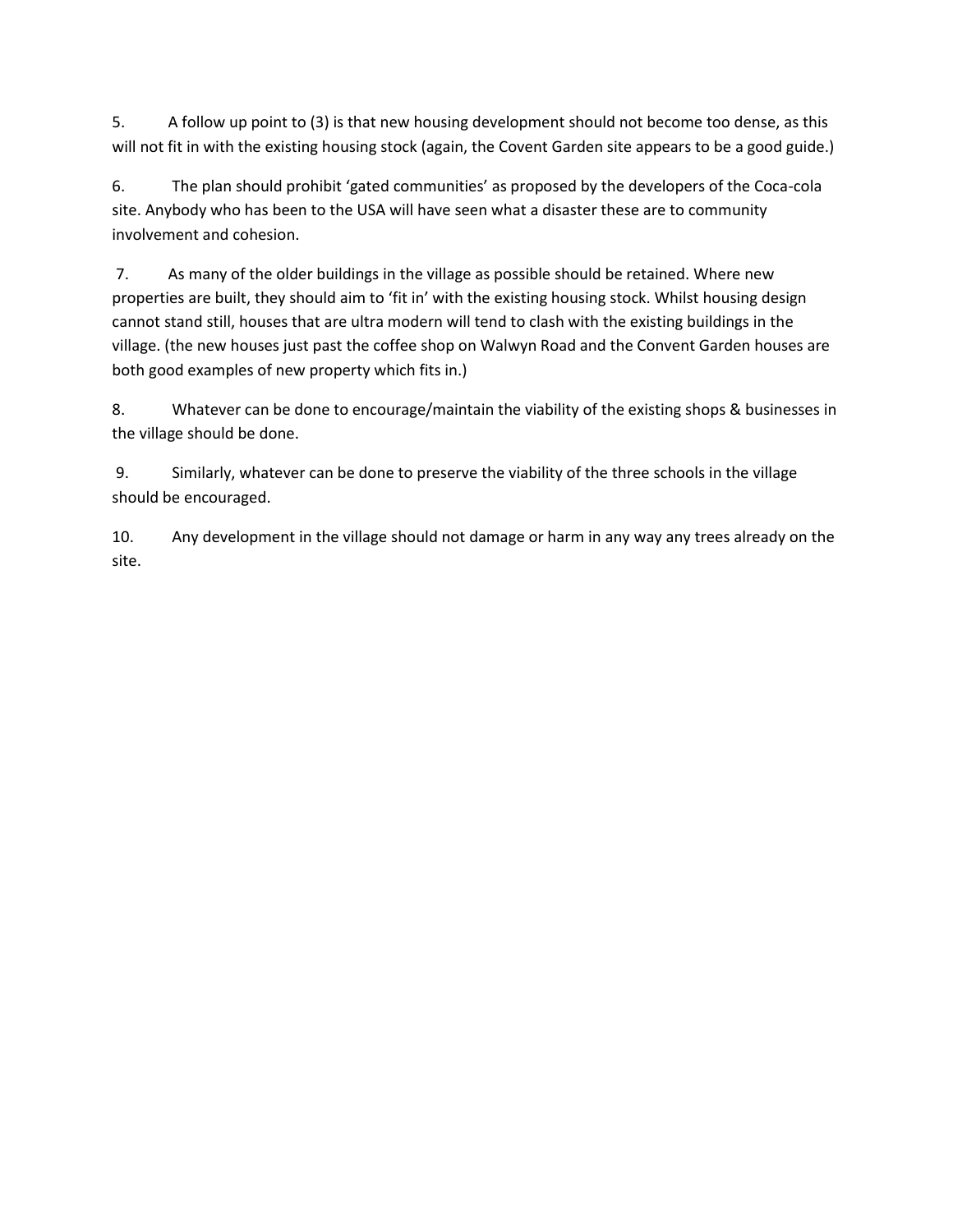5. A follow up point to (3) is that new housing development should not become too dense, as this will not fit in with the existing housing stock (again, the Covent Garden site appears to be a good guide.)

6. The plan should prohibit 'gated communities' as proposed by the developers of the Coca-cola site. Anybody who has been to the USA will have seen what a disaster these are to community involvement and cohesion.

7. As many of the older buildings in the village as possible should be retained. Where new properties are built, they should aim to 'fit in' with the existing housing stock. Whilst housing design cannot stand still, houses that are ultra modern will tend to clash with the existing buildings in the village. (the new houses just past the coffee shop on Walwyn Road and the Covent Garden houses are both good examples of new property which fits in.)

8. Whatever can be done to encourage/maintain the viability of the existing shops & businesses in the village should be done.

9. Similarly, whatever can be done to preserve the viability of the three schools in the village should be encouraged.

10. Any development in the village should not damage or harm in any way any trees already on the site.